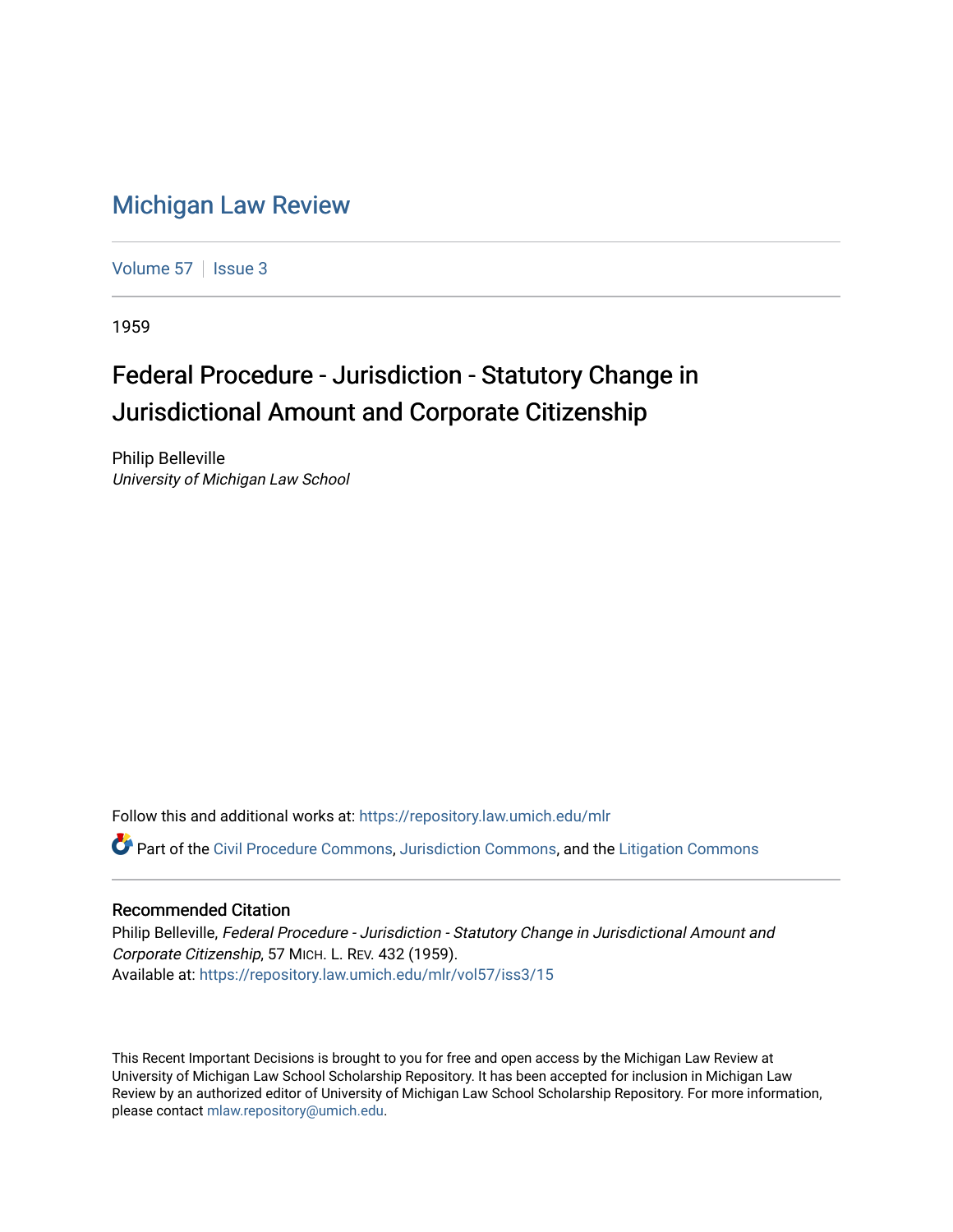# Michigan Law Review

Volume 57 | Issue 3

1959

## Federal Procedure - Jurisdiction - Statutory Change in Jurisdictional Amount and Corporate Citizenship

Philip Belleville
*University of Michigan Law School*

Follow this and additional works at: https://repository.law.umich.edu/mlr

Part of the Civil Procedure Commons, Jurisdiction Commons, and the Litigation Commons

### Recommended Citation

Philip Belleville, *Federal Procedure - Jurisdiction - Statutory Change in Jurisdictional Amount and Corporate Citizenship*, 57 MICH. L. REV. 432 (1959).
Available at: https://repository.law.umich.edu/mlr/vol57/iss3/15

This Recent Important Decisions is brought to you for free and open access by the Michigan Law Review at University of Michigan Law School Scholarship Repository. It has been accepted for inclusion in Michigan Law Review by an authorized editor of University of Michigan Law School Scholarship Repository. For more information, please contact mlaw.repository@umich.edu.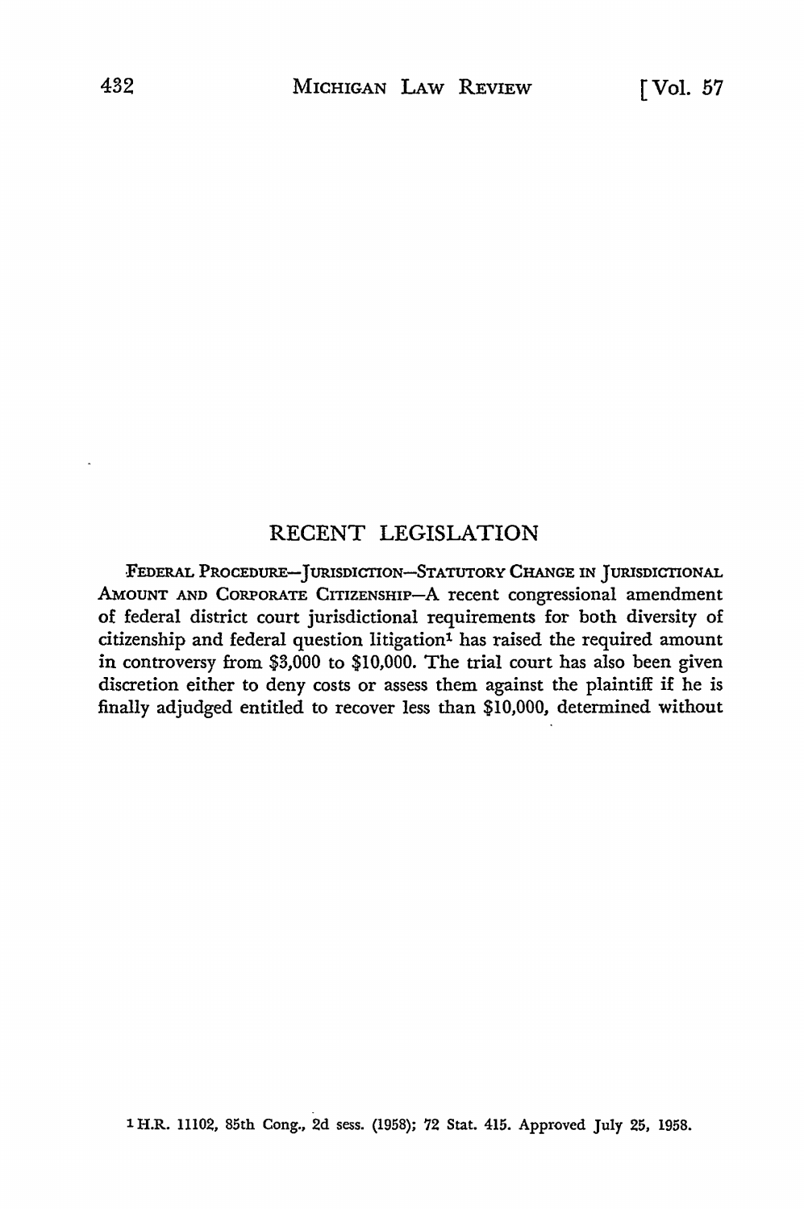# RECENT LEGISLATION

FEDERAL PROCEDURE—JURISDICTION—STATUTORY CHANGE IN JURISDICTIONAL AMOUNT AND CORPORATE CITIZENSHIP—A recent congressional amendment of federal district court jurisdictional requirements for both diversity of citizenship and federal question litigation[1] has raised the required amount in controversy from $3,000 to $10,000. The trial court has also been given discretion either to deny costs or assess them against the plaintiff if he is finally adjudged entitled to recover less than $10,000, determined without

---

[1] H.R. 11102, 85th Cong., 2d sess. (1958); 72 Stat. 415. Approved July 25, 1958.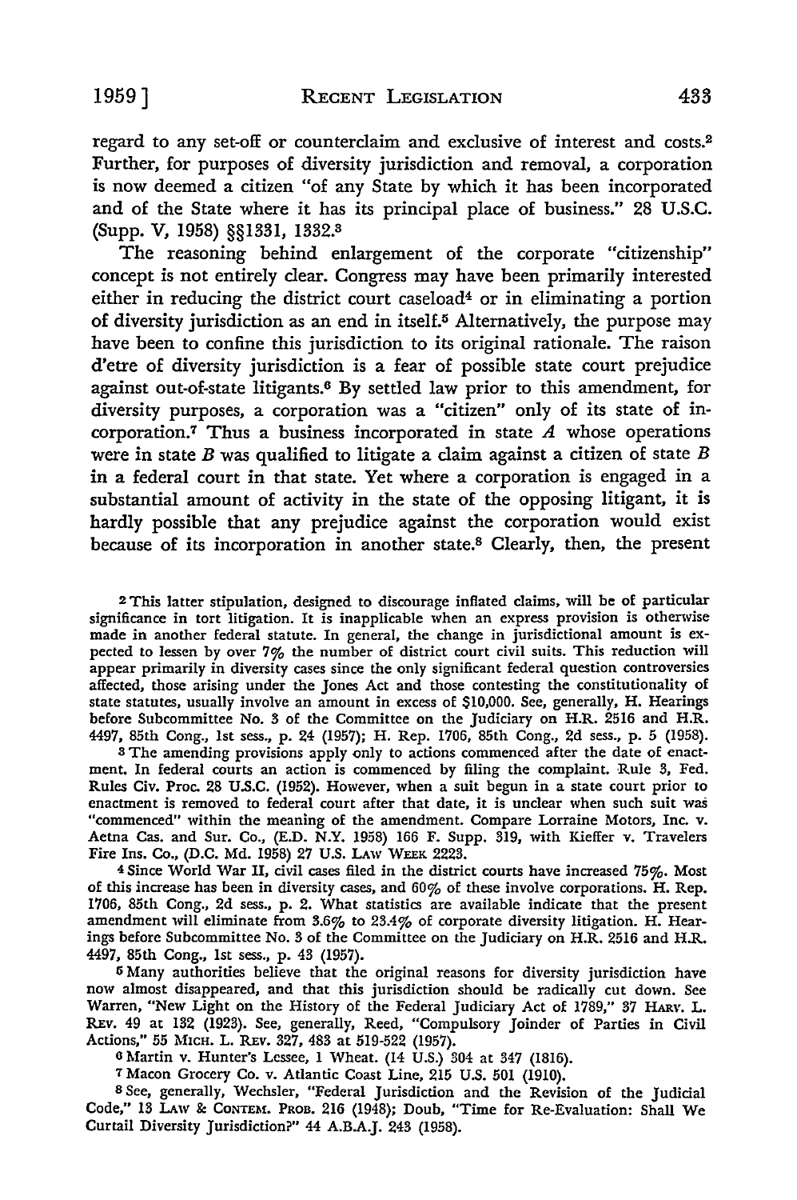regard to any set-off or counterclaim and exclusive of interest and costs.[2] Further, for purposes of diversity jurisdiction and removal, a corporation is now deemed a citizen "of any State by which it has been incorporated and of the State where it has its principal place of business." 28 U.S.C. (Supp. V, 1958) §§1331, 1332.[3]

The reasoning behind enlargement of the corporate "citizenship" concept is not entirely clear. Congress may have been primarily interested either in reducing the district court caseload[4] or in eliminating a portion of diversity jurisdiction as an end in itself.[5] Alternatively, the purpose may have been to confine this jurisdiction to its original rationale. The raison d'etre of diversity jurisdiction is a fear of possible state court prejudice against out-of-state litigants.[6] By settled law prior to this amendment, for diversity purposes, a corporation was a "citizen" only of its state of incorporation.[7] Thus a business incorporated in state *A* whose operations were in state *B* was qualified to litigate a claim against a citizen of state *B* in a federal court in that state. Yet where a corporation is engaged in a substantial amount of activity in the state of the opposing litigant, it is hardly possible that any prejudice against the corporation would exist because of its incorporation in another state.[8] Clearly, then, the present

---

[2] This latter stipulation, designed to discourage inflated claims, will be of particular significance in tort litigation. It is inapplicable when an express provision is otherwise made in another federal statute. In general, the change in jurisdictional amount is expected to lessen by over 7% the number of district court civil suits. This reduction will appear primarily in diversity cases since the only significant federal question controversies affected, those arising under the Jones Act and those contesting the constitutionality of state statutes, usually involve an amount in excess of $10,000. See, generally, H. Hearings before Subcommittee No. 3 of the Committee on the Judiciary on H.R. 2516 and H.R. 4497, 85th Cong., 1st sess., p. 24 (1957); H. Rep. 1706, 85th Cong., 2d sess., p. 5 (1958).

[3] The amending provisions apply only to actions commenced after the date of enactment. In federal courts an action is commenced by filing the complaint. Rule 3, Fed. Rules Civ. Proc. 28 U.S.C. (1952). However, when a suit begun in a state court prior to enactment is removed to federal court after that date, it is unclear when such suit was "commenced" within the meaning of the amendment. Compare Lorraine Motors, Inc. v. Aetna Cas. and Sur. Co., (E.D. N.Y. 1958) 166 F. Supp. 319, with Kieffer v. Travelers Fire Ins. Co., (D.C. Md. 1958) 27 U.S. LAW WEEK 2223.

[4] Since World War II, civil cases filed in the district courts have increased 75%. Most of this increase has been in diversity cases, and 60% of these involve corporations. H. Rep. 1706, 85th Cong., 2d sess., p. 2. What statistics are available indicate that the present amendment will eliminate from 3.6% to 23.4% of corporate diversity litigation. H. Hearings before Subcommittee No. 3 of the Committee on the Judiciary on H.R. 2516 and H.R. 4497, 85th Cong., 1st sess., p. 43 (1957).

[5] Many authorities believe that the original reasons for diversity jurisdiction have now almost disappeared, and that this jurisdiction should be radically cut down. See Warren, "New Light on the History of the Federal Judiciary Act of 1789," 37 HARV. L. REV. 49 at 132 (1923). See, generally, Reed, "Compulsory Joinder of Parties in Civil Actions," 55 MICH. L. REV. 327, 483 at 519-522 (1957).

[6] Martin v. Hunter's Lessee, 1 Wheat. (14 U.S.) 304 at 347 (1816).

[7] Macon Grocery Co. v. Atlantic Coast Line, 215 U.S. 501 (1910).

[8] See, generally, Wechsler, "Federal Jurisdiction and the Revision of the Judicial Code," 13 LAW & CONTEM. PROB. 216 (1948); Doub, "Time for Re-Evaluation: Shall We Curtail Diversity Jurisdiction?" 44 A.B.A.J. 243 (1958).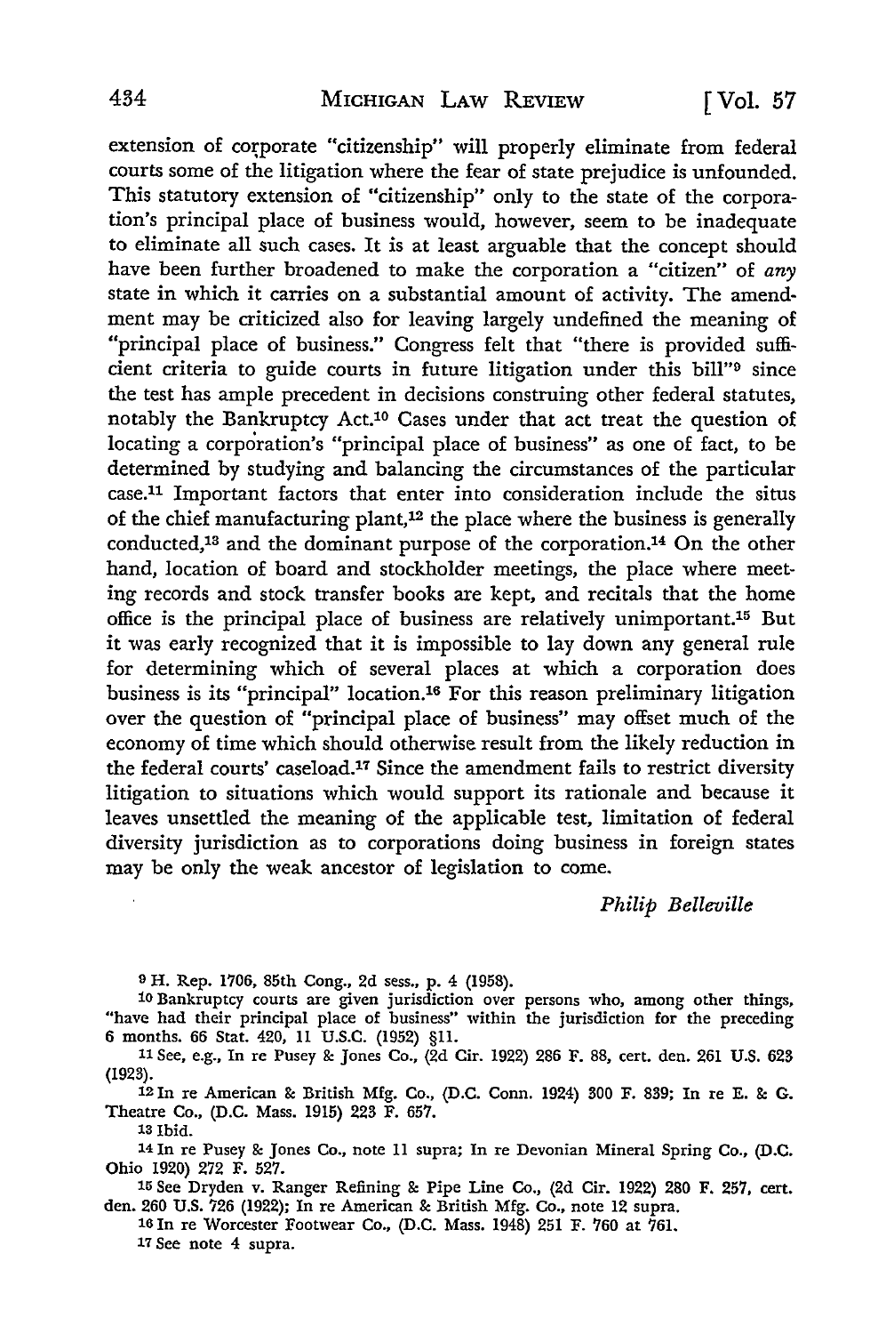extension of corporate "citizenship" will properly eliminate from federal courts some of the litigation where the fear of state prejudice is unfounded. This statutory extension of "citizenship" only to the state of the corporation's principal place of business would, however, seem to be inadequate to eliminate all such cases. It is at least arguable that the concept should have been further broadened to make the corporation a "citizen" of *any* state in which it carries on a substantial amount of activity. The amendment may be criticized also for leaving largely undefined the meaning of "principal place of business." Congress felt that "there is provided sufficient criteria to guide courts in future litigation under this bill"[9] since the test has ample precedent in decisions construing other federal statutes, notably the Bankruptcy Act.[10] Cases under that act treat the question of locating a corporation's "principal place of business" as one of fact, to be determined by studying and balancing the circumstances of the particular case.[11] Important factors that enter into consideration include the situs of the chief manufacturing plant,[12] the place where the business is generally conducted,[13] and the dominant purpose of the corporation.[14] On the other hand, location of board and stockholder meetings, the place where meeting records and stock transfer books are kept, and recitals that the home office is the principal place of business are relatively unimportant.[15] But it was early recognized that it is impossible to lay down any general rule for determining which of several places at which a corporation does business is its "principal" location.[16] For this reason preliminary litigation over the question of "principal place of business" may offset much of the economy of time which should otherwise result from the likely reduction in the federal courts' caseload.[17] Since the amendment fails to restrict diversity litigation to situations which would support its rationale and because it leaves unsettled the meaning of the applicable test, limitation of federal diversity jurisdiction as to corporations doing business in foreign states may be only the weak ancestor of legislation to come.

*Philip Belleville*

---

9 H. Rep. 1706, 85th Cong., 2d sess., p. 4 (1958).

10 Bankruptcy courts are given jurisdiction over persons who, among other things, "have had their principal place of business" within the jurisdiction for the preceding 6 months. 66 Stat. 420, 11 U.S.C. (1952) §11.

11 See, e.g., In re Pusey & Jones Co., (2d Cir. 1922) 286 F. 88, cert. den. 261 U.S. 623 (1923).

12 In re American & British Mfg. Co., (D.C. Conn. 1924) 300 F. 839; In re E. & G. Theatre Co., (D.C. Mass. 1915) 223 F. 657.

13 Ibid.

14 In re Pusey & Jones Co., note 11 supra; In re Devonian Mineral Spring Co., (D.C. Ohio 1920) 272 F. 527.

15 See Dryden v. Ranger Refining & Pipe Line Co., (2d Cir. 1922) 280 F. 257, cert. den. 260 U.S. 726 (1922); In re American & British Mfg. Co., note 12 supra.

16 In re Worcester Footwear Co., (D.C. Mass. 1948) 251 F. 760 at 761.

17 See note 4 supra.